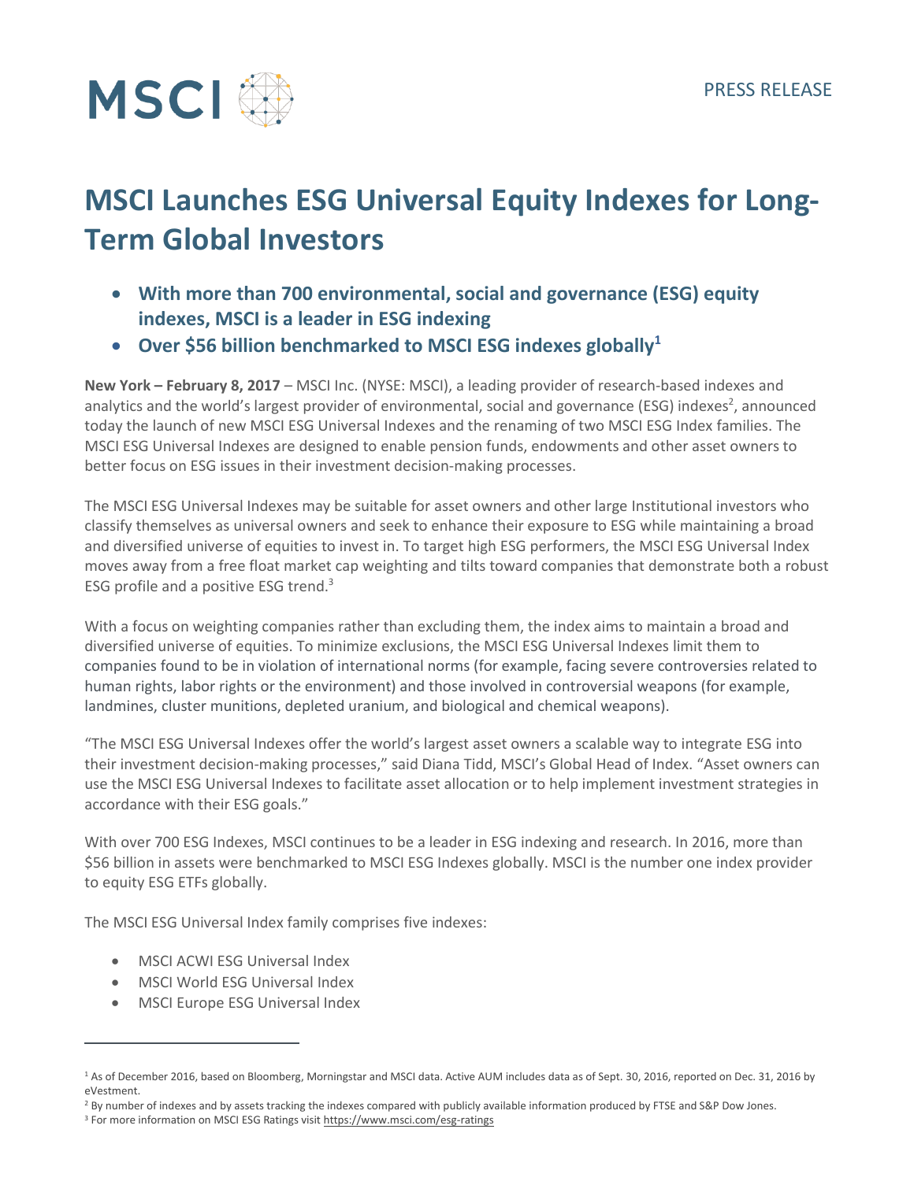MSCI

PRESS RELEASE

# MSCI Launches ESG Universal Equity Indexes for Long-Term Global Investors

- **With more than 700 environmental, social and governance (ESG) equity indexes, MSCI is a leader in ESG indexing**
- **Over $56 billion benchmarked to MSCI ESG indexes globally[1]**

**New York – February 8, 2017** – MSCI Inc. (NYSE: MSCI), a leading provider of research-based indexes and analytics and the world's largest provider of environmental, social and governance (ESG) indexes[2], announced today the launch of new MSCI ESG Universal Indexes and the renaming of two MSCI ESG Index families. The MSCI ESG Universal Indexes are designed to enable pension funds, endowments and other asset owners to better focus on ESG issues in their investment decision-making processes.

The MSCI ESG Universal Indexes may be suitable for asset owners and other large Institutional investors who classify themselves as universal owners and seek to enhance their exposure to ESG while maintaining a broad and diversified universe of equities to invest in. To target high ESG performers, the MSCI ESG Universal Index moves away from a free float market cap weighting and tilts toward companies that demonstrate both a robust ESG profile and a positive ESG trend.[3]

With a focus on weighting companies rather than excluding them, the index aims to maintain a broad and diversified universe of equities. To minimize exclusions, the MSCI ESG Universal Indexes limit them to companies found to be in violation of international norms (for example, facing severe controversies related to human rights, labor rights or the environment) and those involved in controversial weapons (for example, landmines, cluster munitions, depleted uranium, and biological and chemical weapons).

"The MSCI ESG Universal Indexes offer the world's largest asset owners a scalable way to integrate ESG into their investment decision-making processes," said Diana Tidd, MSCI's Global Head of Index. "Asset owners can use the MSCI ESG Universal Indexes to facilitate asset allocation or to help implement investment strategies in accordance with their ESG goals."

With over 700 ESG Indexes, MSCI continues to be a leader in ESG indexing and research. In 2016, more than $56 billion in assets were benchmarked to MSCI ESG Indexes globally. MSCI is the number one index provider to equity ESG ETFs globally.

The MSCI ESG Universal Index family comprises five indexes:

- MSCI ACWI ESG Universal Index
- MSCI World ESG Universal Index
- MSCI Europe ESG Universal Index

---

[1] As of December 2016, based on Bloomberg, Morningstar and MSCI data. Active AUM includes data as of Sept. 30, 2016, reported on Dec. 31, 2016 by eVestment.

[2] By number of indexes and by assets tracking the indexes compared with publicly available information produced by FTSE and S&P Dow Jones.

[3] For more information on MSCI ESG Ratings visit https://www.msci.com/esg-ratings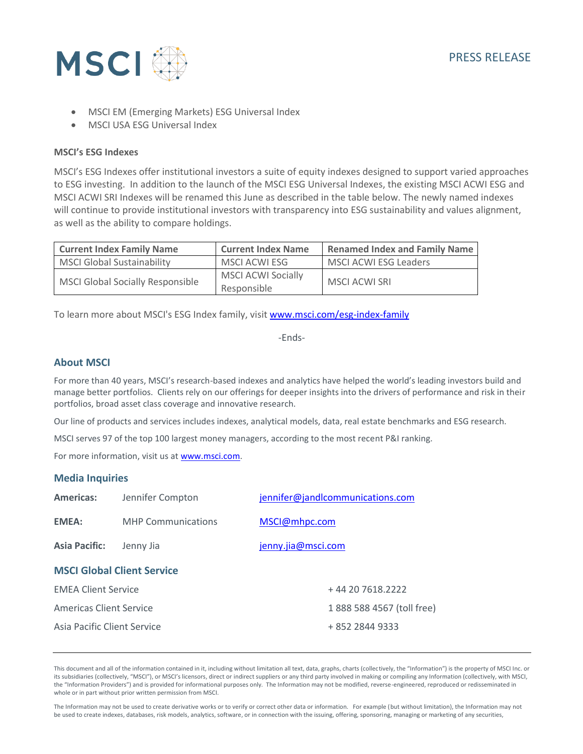- MSCI EM (Emerging Markets) ESG Universal Index
- MSCI USA ESG Universal Index

**MSCI's ESG Indexes**

MSCI's ESG Indexes offer institutional investors a suite of equity indexes designed to support varied approaches to ESG investing. In addition to the launch of the MSCI ESG Universal Indexes, the existing MSCI ACWI ESG and MSCI ACWI SRI Indexes will be renamed this June as described in the table below. The newly named indexes will continue to provide institutional investors with transparency into ESG sustainability and values alignment, as well as the ability to compare holdings.

| Current Index Family Name | Current Index Name | Renamed Index and Family Name |
|---|---|---|
| MSCI Global Sustainability | MSCI ACWI ESG | MSCI ACWI ESG Leaders |
| MSCI Global Socially Responsible | MSCI ACWI Socially Responsible | MSCI ACWI SRI |

To learn more about MSCI's ESG Index family, visit www.msci.com/esg-index-family

-Ends-

## About MSCI

For more than 40 years, MSCI's research-based indexes and analytics have helped the world's leading investors build and manage better portfolios. Clients rely on our offerings for deeper insights into the drivers of performance and risk in their portfolios, broad asset class coverage and innovative research.

Our line of products and services includes indexes, analytical models, data, real estate benchmarks and ESG research.

MSCI serves 97 of the top 100 largest money managers, according to the most recent P&I ranking.

For more information, visit us at www.msci.com.

## Media Inquiries

**Americas:** Jennifer Compton jennifer@jandlcommunications.com

**EMEA:** MHP Communications MSCI@mhpc.com

**Asia Pacific:** Jenny Jia jenny.jia@msci.com

## MSCI Global Client Service

EMEA Client Service + 44 20 7618.2222

Americas Client Service 1 888 588 4567 (toll free)

Asia Pacific Client Service + 852 2844 9333

---

This document and all of the information contained in it, including without limitation all text, data, graphs, charts (collectively, the "Information") is the property of MSCI Inc. or its subsidiaries (collectively, "MSCI"), or MSCI's licensors, direct or indirect suppliers or any third party involved in making or compiling any Information (collectively, with MSCI, the "Information Providers") and is provided for informational purposes only. The Information may not be modified, reverse-engineered, reproduced or redisseminated in whole or in part without prior written permission from MSCI.

The Information may not be used to create derivative works or to verify or correct other data or information. For example (but without limitation), the Information may not be used to create indexes, databases, risk models, analytics, software, or in connection with the issuing, offering, sponsoring, managing or marketing of any securities,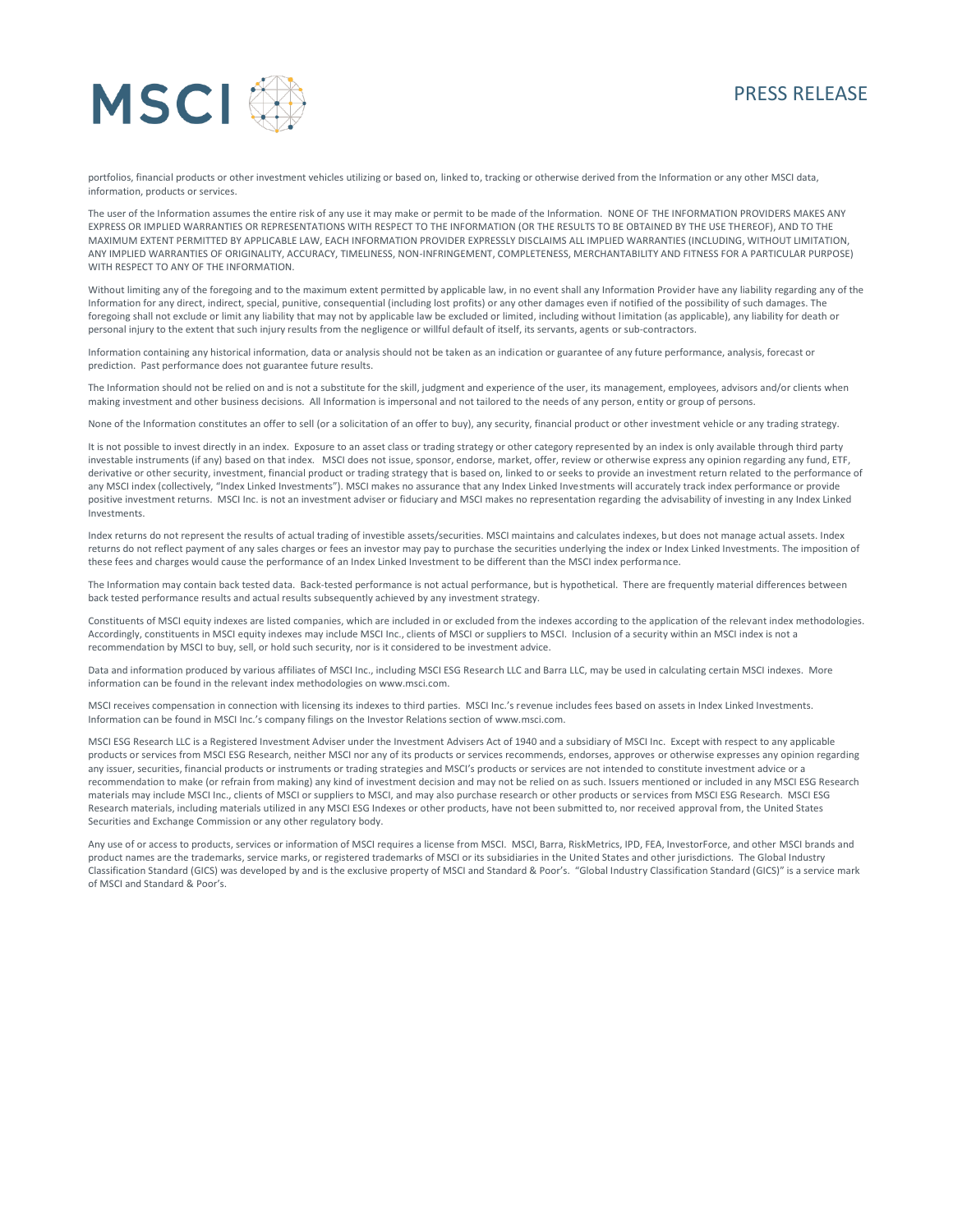portfolios, financial products or other investment vehicles utilizing or based on, linked to, tracking or otherwise derived from the Information or any other MSCI data, information, products or services.

The user of the Information assumes the entire risk of any use it may make or permit to be made of the Information. NONE OF THE INFORMATION PROVIDERS MAKES ANY EXPRESS OR IMPLIED WARRANTIES OR REPRESENTATIONS WITH RESPECT TO THE INFORMATION (OR THE RESULTS TO BE OBTAINED BY THE USE THEREOF), AND TO THE MAXIMUM EXTENT PERMITTED BY APPLICABLE LAW, EACH INFORMATION PROVIDER EXPRESSLY DISCLAIMS ALL IMPLIED WARRANTIES (INCLUDING, WITHOUT LIMITATION, ANY IMPLIED WARRANTIES OF ORIGINALITY, ACCURACY, TIMELINESS, NON-INFRINGEMENT, COMPLETENESS, MERCHANTABILITY AND FITNESS FOR A PARTICULAR PURPOSE) WITH RESPECT TO ANY OF THE INFORMATION.

Without limiting any of the foregoing and to the maximum extent permitted by applicable law, in no event shall any Information Provider have any liability regarding any of the Information for any direct, indirect, special, punitive, consequential (including lost profits) or any other damages even if notified of the possibility of such damages. The foregoing shall not exclude or limit any liability that may not by applicable law be excluded or limited, including without limitation (as applicable), any liability for death or personal injury to the extent that such injury results from the negligence or willful default of itself, its servants, agents or sub-contractors.

Information containing any historical information, data or analysis should not be taken as an indication or guarantee of any future performance, analysis, forecast or prediction. Past performance does not guarantee future results.

The Information should not be relied on and is not a substitute for the skill, judgment and experience of the user, its management, employees, advisors and/or clients when making investment and other business decisions. All Information is impersonal and not tailored to the needs of any person, entity or group of persons.

None of the Information constitutes an offer to sell (or a solicitation of an offer to buy), any security, financial product or other investment vehicle or any trading strategy.

It is not possible to invest directly in an index. Exposure to an asset class or trading strategy or other category represented by an index is only available through third party investable instruments (if any) based on that index. MSCI does not issue, sponsor, endorse, market, offer, review or otherwise express any opinion regarding any fund, ETF, derivative or other security, investment, financial product or trading strategy that is based on, linked to or seeks to provide an investment return related to the performance of any MSCI index (collectively, "Index Linked Investments"). MSCI makes no assurance that any Index Linked Investments will accurately track index performance or provide positive investment returns. MSCI Inc. is not an investment adviser or fiduciary and MSCI makes no representation regarding the advisability of investing in any Index Linked Investments.

Index returns do not represent the results of actual trading of investible assets/securities. MSCI maintains and calculates indexes, but does not manage actual assets. Index returns do not reflect payment of any sales charges or fees an investor may pay to purchase the securities underlying the index or Index Linked Investments. The imposition of these fees and charges would cause the performance of an Index Linked Investment to be different than the MSCI index performance.

The Information may contain back tested data. Back-tested performance is not actual performance, but is hypothetical. There are frequently material differences between back tested performance results and actual results subsequently achieved by any investment strategy.

Constituents of MSCI equity indexes are listed companies, which are included in or excluded from the indexes according to the application of the relevant index methodologies. Accordingly, constituents in MSCI equity indexes may include MSCI Inc., clients of MSCI or suppliers to MSCI. Inclusion of a security within an MSCI index is not a recommendation by MSCI to buy, sell, or hold such security, nor is it considered to be investment advice.

Data and information produced by various affiliates of MSCI Inc., including MSCI ESG Research LLC and Barra LLC, may be used in calculating certain MSCI indexes. More information can be found in the relevant index methodologies on www.msci.com.

MSCI receives compensation in connection with licensing its indexes to third parties. MSCI Inc.'s revenue includes fees based on assets in Index Linked Investments. Information can be found in MSCI Inc.'s company filings on the Investor Relations section of www.msci.com.

MSCI ESG Research LLC is a Registered Investment Adviser under the Investment Advisers Act of 1940 and a subsidiary of MSCI Inc. Except with respect to any applicable products or services from MSCI ESG Research, neither MSCI nor any of its products or services recommends, endorses, approves or otherwise expresses any opinion regarding any issuer, securities, financial products or instruments or trading strategies and MSCI's products or services are not intended to constitute investment advice or a recommendation to make (or refrain from making) any kind of investment decision and may not be relied on as such. Issuers mentioned or included in any MSCI ESG Research materials may include MSCI Inc., clients of MSCI or suppliers to MSCI, and may also purchase research or other products or services from MSCI ESG Research. MSCI ESG Research materials, including materials utilized in any MSCI ESG Indexes or other products, have not been submitted to, nor received approval from, the United States Securities and Exchange Commission or any other regulatory body.

Any use of or access to products, services or information of MSCI requires a license from MSCI. MSCI, Barra, RiskMetrics, IPD, FEA, InvestorForce, and other MSCI brands and product names are the trademarks, service marks, or registered trademarks of MSCI or its subsidiaries in the United States and other jurisdictions. The Global Industry Classification Standard (GICS) was developed by and is the exclusive property of MSCI and Standard & Poor's. "Global Industry Classification Standard (GICS)" is a service mark of MSCI and Standard & Poor's.